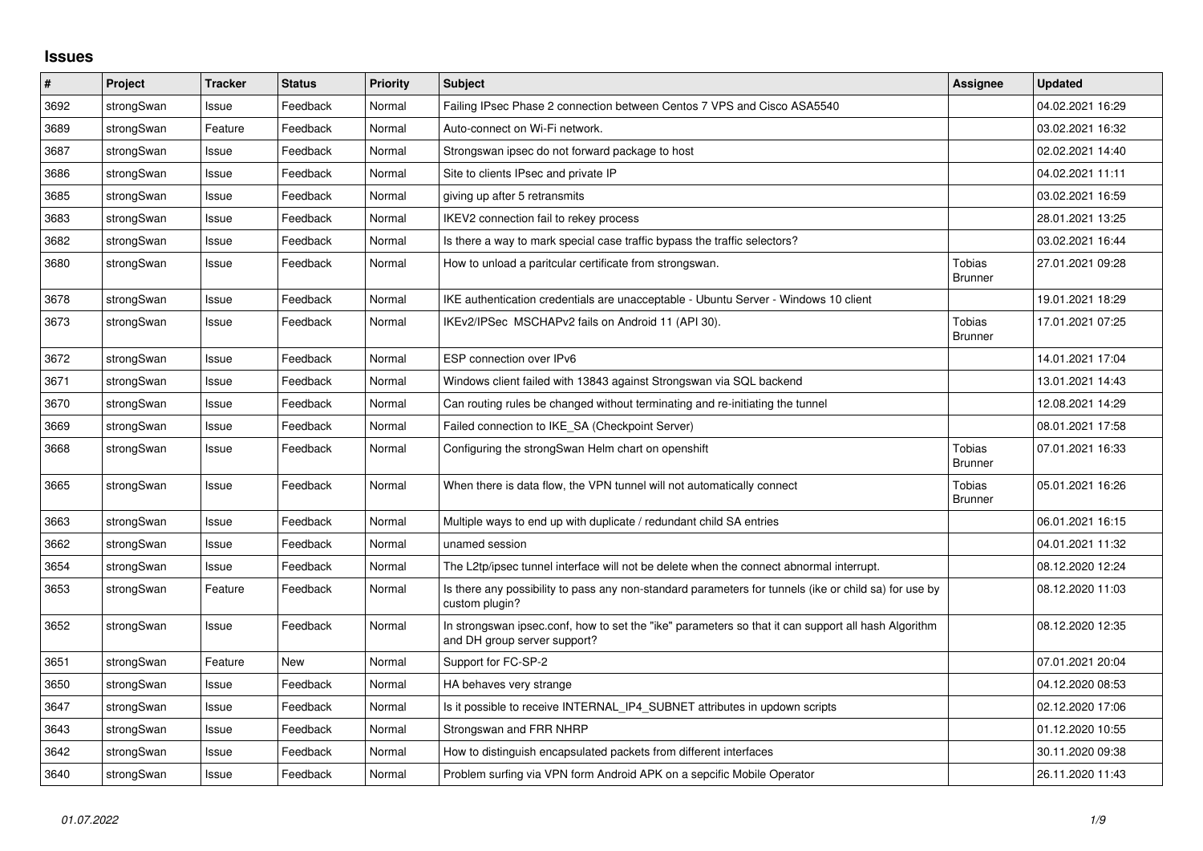# Issues

| # | Project | Tracker | Status | Priority | Subject | Assignee | Updated |
|---|---|---|---|---|---|---|---|
| 3692 | strongSwan | Issue | Feedback | Normal | Failing IPsec Phase 2 connection between Centos 7 VPS and Cisco ASA5540 | | 04.02.2021 16:29 |
| 3689 | strongSwan | Feature | Feedback | Normal | Auto-connect on Wi-Fi network. | | 03.02.2021 16:32 |
| 3687 | strongSwan | Issue | Feedback | Normal | Strongswan ipsec do not forward package to host | | 02.02.2021 14:40 |
| 3686 | strongSwan | Issue | Feedback | Normal | Site to clients IPsec and private IP | | 04.02.2021 11:11 |
| 3685 | strongSwan | Issue | Feedback | Normal | giving up after 5 retransmits | | 03.02.2021 16:59 |
| 3683 | strongSwan | Issue | Feedback | Normal | IKEV2 connection fail to rekey process | | 28.01.2021 13:25 |
| 3682 | strongSwan | Issue | Feedback | Normal | Is there a way to mark special case traffic bypass the traffic selectors? | | 03.02.2021 16:44 |
| 3680 | strongSwan | Issue | Feedback | Normal | How to unload a paritcular certificate from strongswan. | Tobias Brunner | 27.01.2021 09:28 |
| 3678 | strongSwan | Issue | Feedback | Normal | IKE authentication credentials are unacceptable - Ubuntu Server - Windows 10 client | | 19.01.2021 18:29 |
| 3673 | strongSwan | Issue | Feedback | Normal | IKEv2/IPSec MSCHAPv2 fails on Android 11 (API 30). | Tobias Brunner | 17.01.2021 07:25 |
| 3672 | strongSwan | Issue | Feedback | Normal | ESP connection over IPv6 | | 14.01.2021 17:04 |
| 3671 | strongSwan | Issue | Feedback | Normal | Windows client failed with 13843 against Strongswan via SQL backend | | 13.01.2021 14:43 |
| 3670 | strongSwan | Issue | Feedback | Normal | Can routing rules be changed without terminating and re-initiating the tunnel | | 12.08.2021 14:29 |
| 3669 | strongSwan | Issue | Feedback | Normal | Failed connection to IKE_SA (Checkpoint Server) | | 08.01.2021 17:58 |
| 3668 | strongSwan | Issue | Feedback | Normal | Configuring the strongSwan Helm chart on openshift | Tobias Brunner | 07.01.2021 16:33 |
| 3665 | strongSwan | Issue | Feedback | Normal | When there is data flow, the VPN tunnel will not automatically connect | Tobias Brunner | 05.01.2021 16:26 |
| 3663 | strongSwan | Issue | Feedback | Normal | Multiple ways to end up with duplicate / redundant child SA entries | | 06.01.2021 16:15 |
| 3662 | strongSwan | Issue | Feedback | Normal | unamed session | | 04.01.2021 11:32 |
| 3654 | strongSwan | Issue | Feedback | Normal | The L2tp/ipsec tunnel interface will not be delete when the connect abnormal interrupt. | | 08.12.2020 12:24 |
| 3653 | strongSwan | Feature | Feedback | Normal | Is there any possibility to pass any non-standard parameters for tunnels (ike or child sa) for use by custom plugin? | | 08.12.2020 11:03 |
| 3652 | strongSwan | Issue | Feedback | Normal | In strongswan ipsec.conf, how to set the "ike" parameters so that it can support all hash Algorithm and DH group server support? | | 08.12.2020 12:35 |
| 3651 | strongSwan | Feature | New | Normal | Support for FC-SP-2 | | 07.01.2021 20:04 |
| 3650 | strongSwan | Issue | Feedback | Normal | HA behaves very strange | | 04.12.2020 08:53 |
| 3647 | strongSwan | Issue | Feedback | Normal | Is it possible to receive INTERNAL_IP4_SUBNET attributes in updown scripts | | 02.12.2020 17:06 |
| 3643 | strongSwan | Issue | Feedback | Normal | Strongswan and FRR NHRP | | 01.12.2020 10:55 |
| 3642 | strongSwan | Issue | Feedback | Normal | How to distinguish encapsulated packets from different interfaces | | 30.11.2020 09:38 |
| 3640 | strongSwan | Issue | Feedback | Normal | Problem surfing via VPN form Android APK on a sepcific Mobile Operator | | 26.11.2020 11:43 |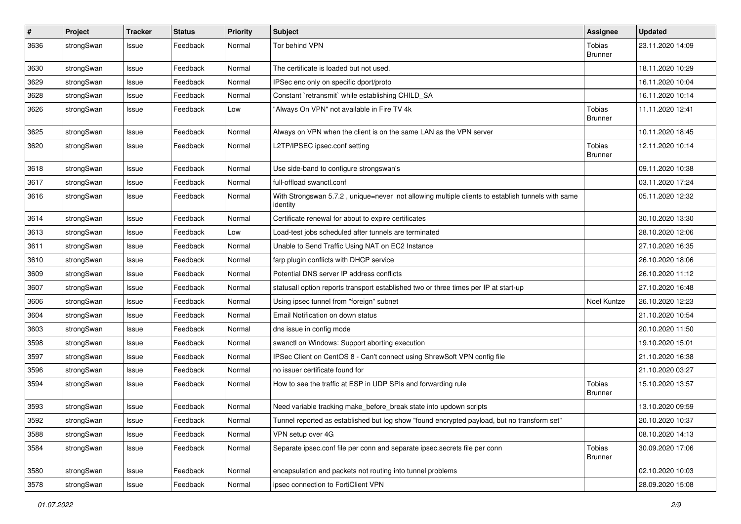| # | Project | Tracker | Status | Priority | Subject | Assignee | Updated |
|---|---|---|---|---|---|---|---|
| 3636 | strongSwan | Issue | Feedback | Normal | Tor behind VPN | Tobias Brunner | 23.11.2020 14:09 |
| 3630 | strongSwan | Issue | Feedback | Normal | The certificate is loaded but not used. | | 18.11.2020 10:29 |
| 3629 | strongSwan | Issue | Feedback | Normal | IPSec enc only on specific dport/proto | | 16.11.2020 10:04 |
| 3628 | strongSwan | Issue | Feedback | Normal | Constant `retransmit` while establishing CHILD_SA | | 16.11.2020 10:14 |
| 3626 | strongSwan | Issue | Feedback | Low | "Always On VPN" not available in Fire TV 4k | Tobias Brunner | 11.11.2020 12:41 |
| 3625 | strongSwan | Issue | Feedback | Normal | Always on VPN when the client is on the same LAN as the VPN server | | 10.11.2020 18:45 |
| 3620 | strongSwan | Issue | Feedback | Normal | L2TP/IPSEC ipsec.conf setting | Tobias Brunner | 12.11.2020 10:14 |
| 3618 | strongSwan | Issue | Feedback | Normal | Use side-band to configure strongswan's | | 09.11.2020 10:38 |
| 3617 | strongSwan | Issue | Feedback | Normal | full-offload swanctl.conf | | 03.11.2020 17:24 |
| 3616 | strongSwan | Issue | Feedback | Normal | With Strongswan 5.7.2 , unique=never not allowing multiple clients to establish tunnels with same identity | | 05.11.2020 12:32 |
| 3614 | strongSwan | Issue | Feedback | Normal | Certificate renewal for about to expire certificates | | 30.10.2020 13:30 |
| 3613 | strongSwan | Issue | Feedback | Low | Load-test jobs scheduled after tunnels are terminated | | 28.10.2020 12:06 |
| 3611 | strongSwan | Issue | Feedback | Normal | Unable to Send Traffic Using NAT on EC2 Instance | | 27.10.2020 16:35 |
| 3610 | strongSwan | Issue | Feedback | Normal | farp plugin conflicts with DHCP service | | 26.10.2020 18:06 |
| 3609 | strongSwan | Issue | Feedback | Normal | Potential DNS server IP address conflicts | | 26.10.2020 11:12 |
| 3607 | strongSwan | Issue | Feedback | Normal | statusall option reports transport established two or three times per IP at start-up | | 27.10.2020 16:48 |
| 3606 | strongSwan | Issue | Feedback | Normal | Using ipsec tunnel from "foreign" subnet | Noel Kuntze | 26.10.2020 12:23 |
| 3604 | strongSwan | Issue | Feedback | Normal | Email Notification on down status | | 21.10.2020 10:54 |
| 3603 | strongSwan | Issue | Feedback | Normal | dns issue in config mode | | 20.10.2020 11:50 |
| 3598 | strongSwan | Issue | Feedback | Normal | swanctl on Windows: Support aborting execution | | 19.10.2020 15:01 |
| 3597 | strongSwan | Issue | Feedback | Normal | IPSec Client on CentOS 8 - Can't connect using ShrewSoft VPN config file | | 21.10.2020 16:38 |
| 3596 | strongSwan | Issue | Feedback | Normal | no issuer certificate found for | | 21.10.2020 03:27 |
| 3594 | strongSwan | Issue | Feedback | Normal | How to see the traffic at ESP in UDP SPIs and forwarding rule | Tobias Brunner | 15.10.2020 13:57 |
| 3593 | strongSwan | Issue | Feedback | Normal | Need variable tracking make_before_break state into updown scripts | | 13.10.2020 09:59 |
| 3592 | strongSwan | Issue | Feedback | Normal | Tunnel reported as established but log show "found encrypted payload, but no transform set" | | 20.10.2020 10:37 |
| 3588 | strongSwan | Issue | Feedback | Normal | VPN setup over 4G | | 08.10.2020 14:13 |
| 3584 | strongSwan | Issue | Feedback | Normal | Separate ipsec.conf file per conn and separate ipsec.secrets file per conn | Tobias Brunner | 30.09.2020 17:06 |
| 3580 | strongSwan | Issue | Feedback | Normal | encapsulation and packets not routing into tunnel problems | | 02.10.2020 10:03 |
| 3578 | strongSwan | Issue | Feedback | Normal | ipsec connection to FortiClient VPN | | 28.09.2020 15:08 |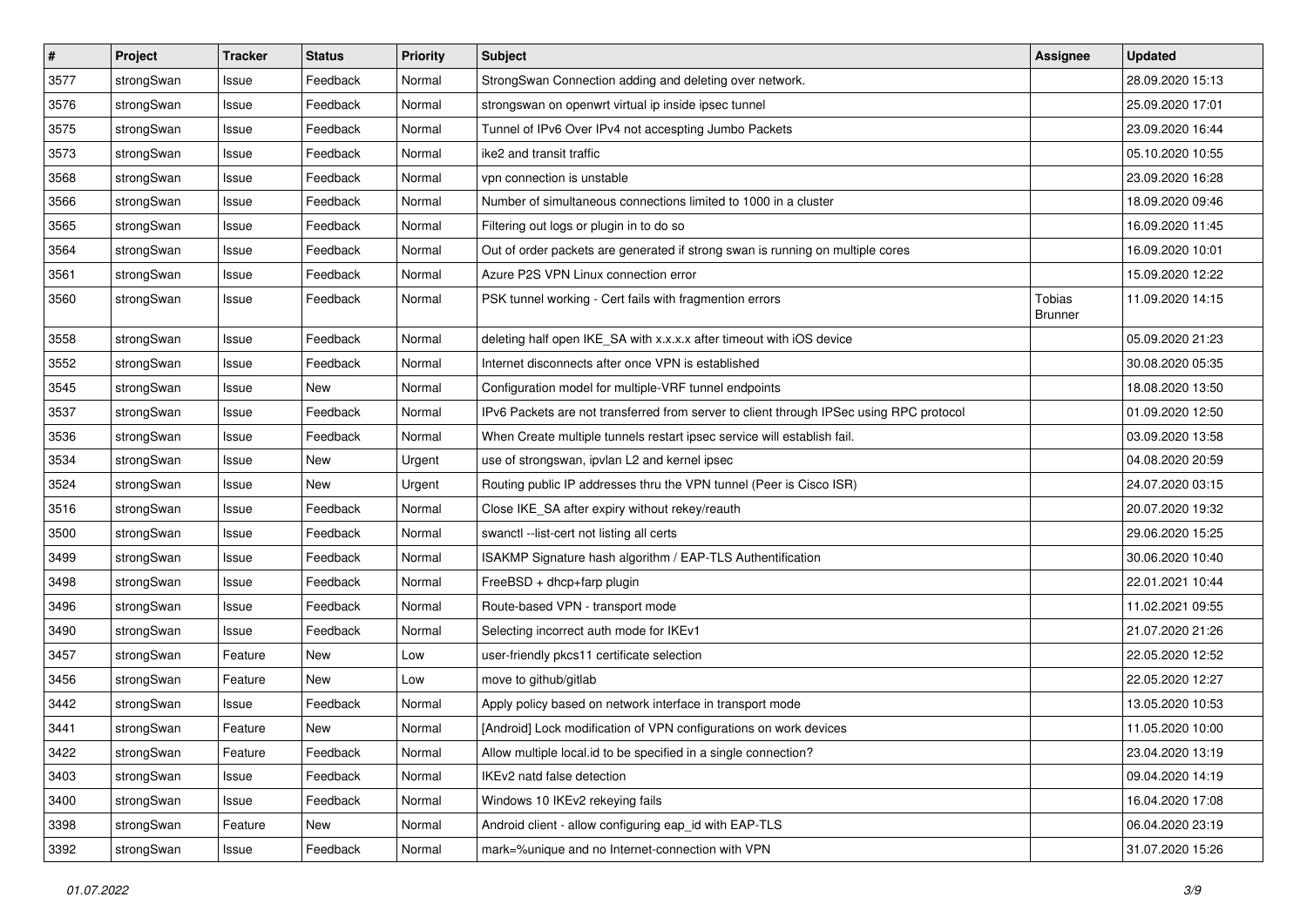| # | Project | Tracker | Status | Priority | Subject | Assignee | Updated |
|---|---|---|---|---|---|---|---|
| 3577 | strongSwan | Issue | Feedback | Normal | StrongSwan Connection adding and deleting over network. | | 28.09.2020 15:13 |
| 3576 | strongSwan | Issue | Feedback | Normal | strongswan on openwrt virtual ip inside ipsec tunnel | | 25.09.2020 17:01 |
| 3575 | strongSwan | Issue | Feedback | Normal | Tunnel of IPv6 Over IPv4 not accespting Jumbo Packets | | 23.09.2020 16:44 |
| 3573 | strongSwan | Issue | Feedback | Normal | ike2 and transit traffic | | 05.10.2020 10:55 |
| 3568 | strongSwan | Issue | Feedback | Normal | vpn connection is unstable | | 23.09.2020 16:28 |
| 3566 | strongSwan | Issue | Feedback | Normal | Number of simultaneous connections limited to 1000 in a cluster | | 18.09.2020 09:46 |
| 3565 | strongSwan | Issue | Feedback | Normal | Filtering out logs or plugin in to do so | | 16.09.2020 11:45 |
| 3564 | strongSwan | Issue | Feedback | Normal | Out of order packets are generated if strong swan is running on multiple cores | | 16.09.2020 10:01 |
| 3561 | strongSwan | Issue | Feedback | Normal | Azure P2S VPN Linux connection error | | 15.09.2020 12:22 |
| 3560 | strongSwan | Issue | Feedback | Normal | PSK tunnel working - Cert fails with fragmention errors | Tobias Brunner | 11.09.2020 14:15 |
| 3558 | strongSwan | Issue | Feedback | Normal | deleting half open IKE_SA with x.x.x.x after timeout with iOS device | | 05.09.2020 21:23 |
| 3552 | strongSwan | Issue | Feedback | Normal | Internet disconnects after once VPN is established | | 30.08.2020 05:35 |
| 3545 | strongSwan | Issue | New | Normal | Configuration model for multiple-VRF tunnel endpoints | | 18.08.2020 13:50 |
| 3537 | strongSwan | Issue | Feedback | Normal | IPv6 Packets are not transferred from server to client through IPSec using RPC protocol | | 01.09.2020 12:50 |
| 3536 | strongSwan | Issue | Feedback | Normal | When Create multiple tunnels restart ipsec service will establish fail. | | 03.09.2020 13:58 |
| 3534 | strongSwan | Issue | New | Urgent | use of strongswan, ipvlan L2 and kernel ipsec | | 04.08.2020 20:59 |
| 3524 | strongSwan | Issue | New | Urgent | Routing public IP addresses thru the VPN tunnel (Peer is Cisco ISR) | | 24.07.2020 03:15 |
| 3516 | strongSwan | Issue | Feedback | Normal | Close IKE_SA after expiry without rekey/reauth | | 20.07.2020 19:32 |
| 3500 | strongSwan | Issue | Feedback | Normal | swanctl --list-cert not listing all certs | | 29.06.2020 15:25 |
| 3499 | strongSwan | Issue | Feedback | Normal | ISAKMP Signature hash algorithm / EAP-TLS Authentification | | 30.06.2020 10:40 |
| 3498 | strongSwan | Issue | Feedback | Normal | FreeBSD + dhcp+farp plugin | | 22.01.2021 10:44 |
| 3496 | strongSwan | Issue | Feedback | Normal | Route-based VPN - transport mode | | 11.02.2021 09:55 |
| 3490 | strongSwan | Issue | Feedback | Normal | Selecting incorrect auth mode for IKEv1 | | 21.07.2020 21:26 |
| 3457 | strongSwan | Feature | New | Low | user-friendly pkcs11 certificate selection | | 22.05.2020 12:52 |
| 3456 | strongSwan | Feature | New | Low | move to github/gitlab | | 22.05.2020 12:27 |
| 3442 | strongSwan | Issue | Feedback | Normal | Apply policy based on network interface in transport mode | | 13.05.2020 10:53 |
| 3441 | strongSwan | Feature | New | Normal | [Android] Lock modification of VPN configurations on work devices | | 11.05.2020 10:00 |
| 3422 | strongSwan | Feature | Feedback | Normal | Allow multiple local.id to be specified in a single connection? | | 23.04.2020 13:19 |
| 3403 | strongSwan | Issue | Feedback | Normal | IKEv2 natd false detection | | 09.04.2020 14:19 |
| 3400 | strongSwan | Issue | Feedback | Normal | Windows 10 IKEv2 rekeying fails | | 16.04.2020 17:08 |
| 3398 | strongSwan | Feature | New | Normal | Android client - allow configuring eap_id with EAP-TLS | | 06.04.2020 23:19 |
| 3392 | strongSwan | Issue | Feedback | Normal | mark=%unique and no Internet-connection with VPN | | 31.07.2020 15:26 |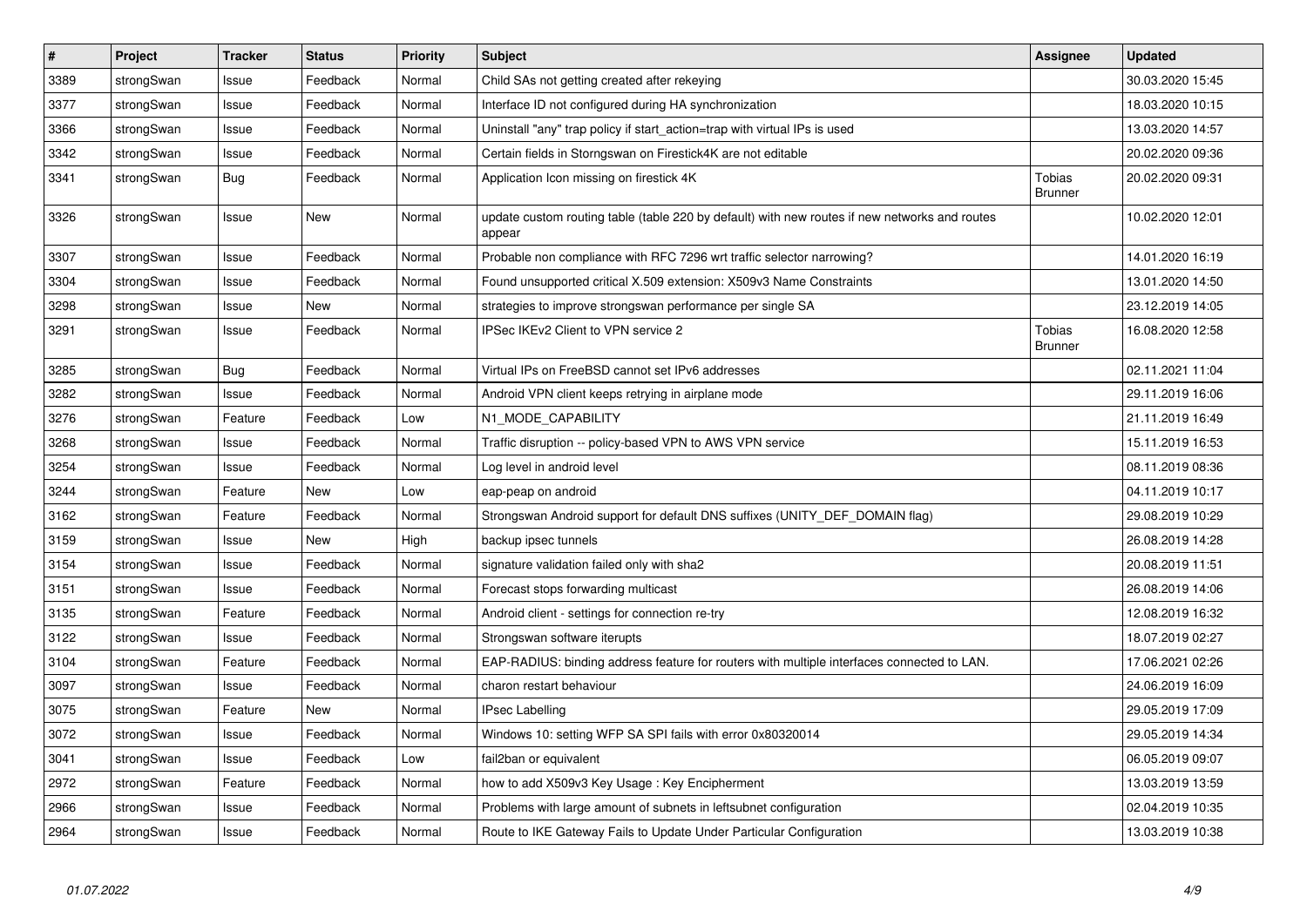| # | Project | Tracker | Status | Priority | Subject | Assignee | Updated |
|---|---|---|---|---|---|---|---|
| 3389 | strongSwan | Issue | Feedback | Normal | Child SAs not getting created after rekeying | | 30.03.2020 15:45 |
| 3377 | strongSwan | Issue | Feedback | Normal | Interface ID not configured during HA synchronization | | 18.03.2020 10:15 |
| 3366 | strongSwan | Issue | Feedback | Normal | Uninstall "any" trap policy if start_action=trap with virtual IPs is used | | 13.03.2020 14:57 |
| 3342 | strongSwan | Issue | Feedback | Normal | Certain fields in Storngswan on Firestick4K are not editable | | 20.02.2020 09:36 |
| 3341 | strongSwan | Bug | Feedback | Normal | Application Icon missing on firestick 4K | Tobias Brunner | 20.02.2020 09:31 |
| 3326 | strongSwan | Issue | New | Normal | update custom routing table (table 220 by default) with new routes if new networks and routes appear | | 10.02.2020 12:01 |
| 3307 | strongSwan | Issue | Feedback | Normal | Probable non compliance with RFC 7296 wrt traffic selector narrowing? | | 14.01.2020 16:19 |
| 3304 | strongSwan | Issue | Feedback | Normal | Found unsupported critical X.509 extension: X509v3 Name Constraints | | 13.01.2020 14:50 |
| 3298 | strongSwan | Issue | New | Normal | strategies to improve strongswan performance per single SA | | 23.12.2019 14:05 |
| 3291 | strongSwan | Issue | Feedback | Normal | IPSec IKEv2 Client to VPN service 2 | Tobias Brunner | 16.08.2020 12:58 |
| 3285 | strongSwan | Bug | Feedback | Normal | Virtual IPs on FreeBSD cannot set IPv6 addresses | | 02.11.2021 11:04 |
| 3282 | strongSwan | Issue | Feedback | Normal | Android VPN client keeps retrying in airplane mode | | 29.11.2019 16:06 |
| 3276 | strongSwan | Feature | Feedback | Low | N1_MODE_CAPABILITY | | 21.11.2019 16:49 |
| 3268 | strongSwan | Issue | Feedback | Normal | Traffic disruption -- policy-based VPN to AWS VPN service | | 15.11.2019 16:53 |
| 3254 | strongSwan | Issue | Feedback | Normal | Log level in android level | | 08.11.2019 08:36 |
| 3244 | strongSwan | Feature | New | Low | eap-peap on android | | 04.11.2019 10:17 |
| 3162 | strongSwan | Feature | Feedback | Normal | Strongswan Android support for default DNS suffixes (UNITY_DEF_DOMAIN flag) | | 29.08.2019 10:29 |
| 3159 | strongSwan | Issue | New | High | backup ipsec tunnels | | 26.08.2019 14:28 |
| 3154 | strongSwan | Issue | Feedback | Normal | signature validation failed only with sha2 | | 20.08.2019 11:51 |
| 3151 | strongSwan | Issue | Feedback | Normal | Forecast stops forwarding multicast | | 26.08.2019 14:06 |
| 3135 | strongSwan | Feature | Feedback | Normal | Android client - settings for connection re-try | | 12.08.2019 16:32 |
| 3122 | strongSwan | Issue | Feedback | Normal | Strongswan software iterupts | | 18.07.2019 02:27 |
| 3104 | strongSwan | Feature | Feedback | Normal | EAP-RADIUS: binding address feature for routers with multiple interfaces connected to LAN. | | 17.06.2021 02:26 |
| 3097 | strongSwan | Issue | Feedback | Normal | charon restart behaviour | | 24.06.2019 16:09 |
| 3075 | strongSwan | Feature | New | Normal | IPsec Labelling | | 29.05.2019 17:09 |
| 3072 | strongSwan | Issue | Feedback | Normal | Windows 10: setting WFP SA SPI fails with error 0x80320014 | | 29.05.2019 14:34 |
| 3041 | strongSwan | Issue | Feedback | Low | fail2ban or equivalent | | 06.05.2019 09:07 |
| 2972 | strongSwan | Feature | Feedback | Normal | how to add X509v3 Key Usage : Key Encipherment | | 13.03.2019 13:59 |
| 2966 | strongSwan | Issue | Feedback | Normal | Problems with large amount of subnets in leftsubnet configuration | | 02.04.2019 10:35 |
| 2964 | strongSwan | Issue | Feedback | Normal | Route to IKE Gateway Fails to Update Under Particular Configuration | | 13.03.2019 10:38 |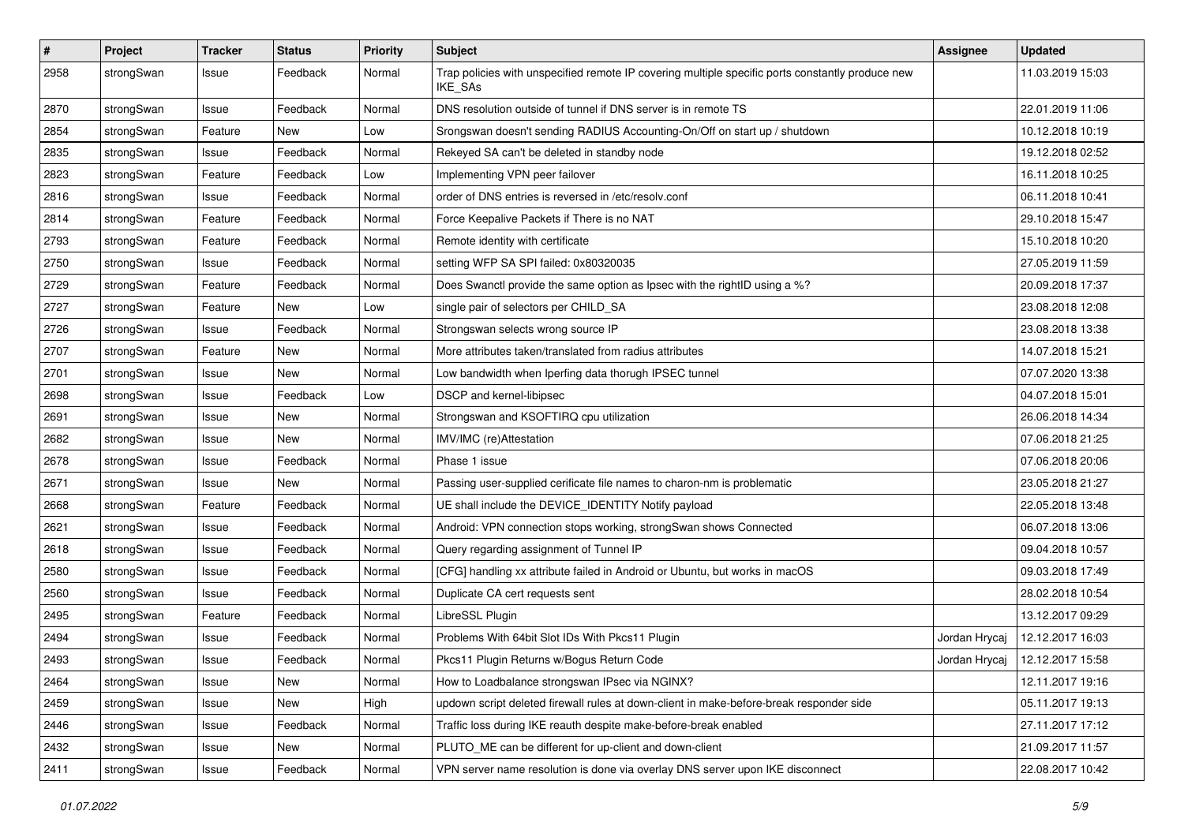| # | Project | Tracker | Status | Priority | Subject | Assignee | Updated |
|---|---|---|---|---|---|---|---|
| 2958 | strongSwan | Issue | Feedback | Normal | Trap policies with unspecified remote IP covering multiple specific ports constantly produce new IKE_SAs | | 11.03.2019 15:03 |
| 2870 | strongSwan | Issue | Feedback | Normal | DNS resolution outside of tunnel if DNS server is in remote TS | | 22.01.2019 11:06 |
| 2854 | strongSwan | Feature | New | Low | Srongswan doesn't sending RADIUS Accounting-On/Off on start up / shutdown | | 10.12.2018 10:19 |
| 2835 | strongSwan | Issue | Feedback | Normal | Rekeyed SA can't be deleted in standby node | | 19.12.2018 02:52 |
| 2823 | strongSwan | Feature | Feedback | Low | Implementing VPN peer failover | | 16.11.2018 10:25 |
| 2816 | strongSwan | Issue | Feedback | Normal | order of DNS entries is reversed in /etc/resolv.conf | | 06.11.2018 10:41 |
| 2814 | strongSwan | Feature | Feedback | Normal | Force Keepalive Packets if There is no NAT | | 29.10.2018 15:47 |
| 2793 | strongSwan | Feature | Feedback | Normal | Remote identity with certificate | | 15.10.2018 10:20 |
| 2750 | strongSwan | Issue | Feedback | Normal | setting WFP SA SPI failed: 0x80320035 | | 27.05.2019 11:59 |
| 2729 | strongSwan | Feature | Feedback | Normal | Does Swanctl provide the same option as Ipsec with the rightID using a %? | | 20.09.2018 17:37 |
| 2727 | strongSwan | Feature | New | Low | single pair of selectors per CHILD_SA | | 23.08.2018 12:08 |
| 2726 | strongSwan | Issue | Feedback | Normal | Strongswan selects wrong source IP | | 23.08.2018 13:38 |
| 2707 | strongSwan | Feature | New | Normal | More attributes taken/translated from radius attributes | | 14.07.2018 15:21 |
| 2701 | strongSwan | Issue | New | Normal | Low bandwidth when Iperfing data thorugh IPSEC tunnel | | 07.07.2020 13:38 |
| 2698 | strongSwan | Issue | Feedback | Low | DSCP and kernel-libipsec | | 04.07.2018 15:01 |
| 2691 | strongSwan | Issue | New | Normal | Strongswan and KSOFTIRQ cpu utilization | | 26.06.2018 14:34 |
| 2682 | strongSwan | Issue | New | Normal | IMV/IMC (re)Attestation | | 07.06.2018 21:25 |
| 2678 | strongSwan | Issue | Feedback | Normal | Phase 1 issue | | 07.06.2018 20:06 |
| 2671 | strongSwan | Issue | New | Normal | Passing user-supplied cerificate file names to charon-nm is problematic | | 23.05.2018 21:27 |
| 2668 | strongSwan | Feature | Feedback | Normal | UE shall include the DEVICE_IDENTITY Notify payload | | 22.05.2018 13:48 |
| 2621 | strongSwan | Issue | Feedback | Normal | Android: VPN connection stops working, strongSwan shows Connected | | 06.07.2018 13:06 |
| 2618 | strongSwan | Issue | Feedback | Normal | Query regarding assignment of Tunnel IP | | 09.04.2018 10:57 |
| 2580 | strongSwan | Issue | Feedback | Normal | [CFG] handling xx attribute failed in Android or Ubuntu, but works in macOS | | 09.03.2018 17:49 |
| 2560 | strongSwan | Issue | Feedback | Normal | Duplicate CA cert requests sent | | 28.02.2018 10:54 |
| 2495 | strongSwan | Feature | Feedback | Normal | LibreSSL Plugin | | 13.12.2017 09:29 |
| 2494 | strongSwan | Issue | Feedback | Normal | Problems With 64bit Slot IDs With Pkcs11 Plugin | Jordan Hrycaj | 12.12.2017 16:03 |
| 2493 | strongSwan | Issue | Feedback | Normal | Pkcs11 Plugin Returns w/Bogus Return Code | Jordan Hrycaj | 12.12.2017 15:58 |
| 2464 | strongSwan | Issue | New | Normal | How to Loadbalance strongswan IPsec via NGINX? | | 12.11.2017 19:16 |
| 2459 | strongSwan | Issue | New | High | updown script deleted firewall rules at down-client in make-before-break responder side | | 05.11.2017 19:13 |
| 2446 | strongSwan | Issue | Feedback | Normal | Traffic loss during IKE reauth despite make-before-break enabled | | 27.11.2017 17:12 |
| 2432 | strongSwan | Issue | New | Normal | PLUTO_ME can be different for up-client and down-client | | 21.09.2017 11:57 |
| 2411 | strongSwan | Issue | Feedback | Normal | VPN server name resolution is done via overlay DNS server upon IKE disconnect | | 22.08.2017 10:42 |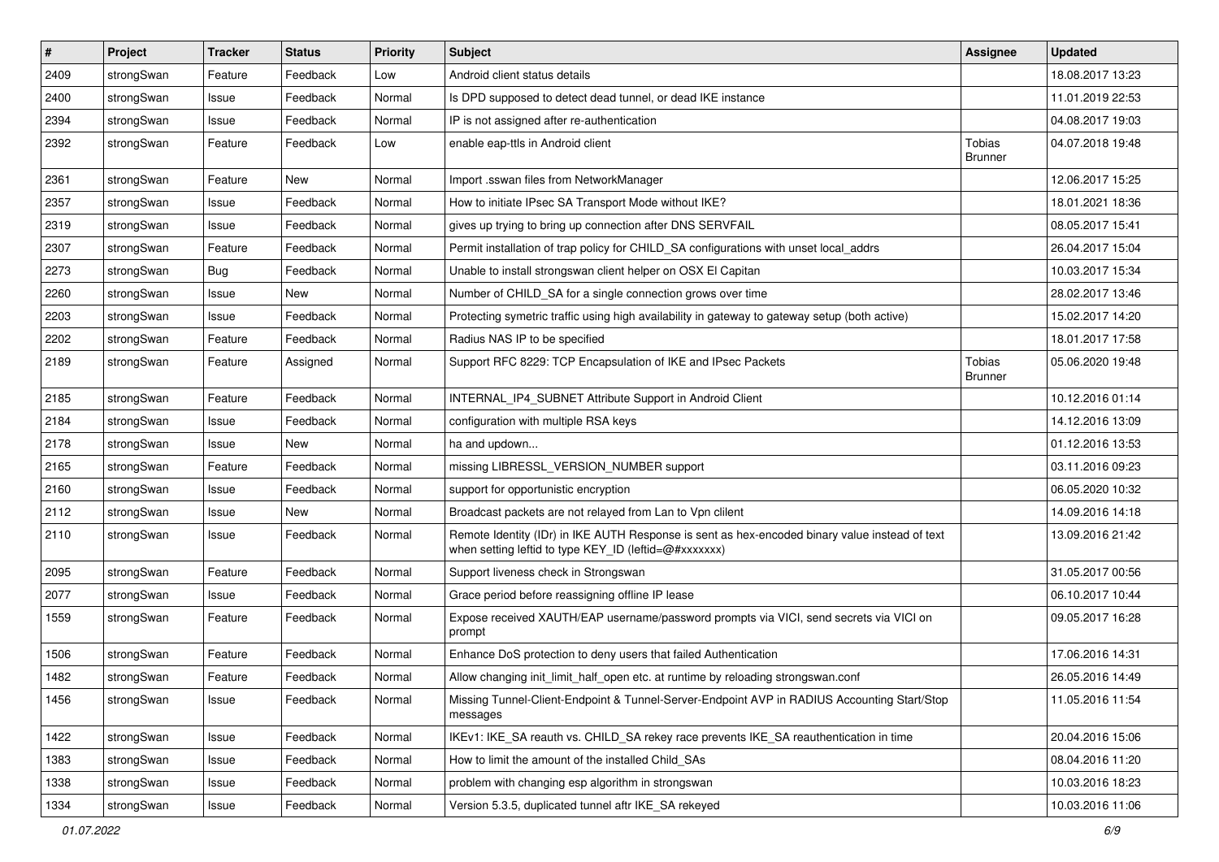| # | Project | Tracker | Status | Priority | Subject | Assignee | Updated |
|---|---|---|---|---|---|---|---|
| 2409 | strongSwan | Feature | Feedback | Low | Android client status details | | 18.08.2017 13:23 |
| 2400 | strongSwan | Issue | Feedback | Normal | Is DPD supposed to detect dead tunnel, or dead IKE instance | | 11.01.2019 22:53 |
| 2394 | strongSwan | Issue | Feedback | Normal | IP is not assigned after re-authentication | | 04.08.2017 19:03 |
| 2392 | strongSwan | Feature | Feedback | Low | enable eap-ttls in Android client | Tobias Brunner | 04.07.2018 19:48 |
| 2361 | strongSwan | Feature | New | Normal | Import .sswan files from NetworkManager | | 12.06.2017 15:25 |
| 2357 | strongSwan | Issue | Feedback | Normal | How to initiate IPsec SA Transport Mode without IKE? | | 18.01.2021 18:36 |
| 2319 | strongSwan | Issue | Feedback | Normal | gives up trying to bring up connection after DNS SERVFAIL | | 08.05.2017 15:41 |
| 2307 | strongSwan | Feature | Feedback | Normal | Permit installation of trap policy for CHILD_SA configurations with unset local_addrs | | 26.04.2017 15:04 |
| 2273 | strongSwan | Bug | Feedback | Normal | Unable to install strongswan client helper on OSX El Capitan | | 10.03.2017 15:34 |
| 2260 | strongSwan | Issue | New | Normal | Number of CHILD_SA for a single connection grows over time | | 28.02.2017 13:46 |
| 2203 | strongSwan | Issue | Feedback | Normal | Protecting symetric traffic using high availability in gateway to gateway setup (both active) | | 15.02.2017 14:20 |
| 2202 | strongSwan | Feature | Feedback | Normal | Radius NAS IP to be specified | | 18.01.2017 17:58 |
| 2189 | strongSwan | Feature | Assigned | Normal | Support RFC 8229: TCP Encapsulation of IKE and IPsec Packets | Tobias Brunner | 05.06.2020 19:48 |
| 2185 | strongSwan | Feature | Feedback | Normal | INTERNAL_IP4_SUBNET Attribute Support in Android Client | | 10.12.2016 01:14 |
| 2184 | strongSwan | Issue | Feedback | Normal | configuration with multiple RSA keys | | 14.12.2016 13:09 |
| 2178 | strongSwan | Issue | New | Normal | ha and updown... | | 01.12.2016 13:53 |
| 2165 | strongSwan | Feature | Feedback | Normal | missing LIBRESSL_VERSION_NUMBER support | | 03.11.2016 09:23 |
| 2160 | strongSwan | Issue | Feedback | Normal | support for opportunistic encryption | | 06.05.2020 10:32 |
| 2112 | strongSwan | Issue | New | Normal | Broadcast packets are not relayed from Lan to Vpn clilent | | 14.09.2016 14:18 |
| 2110 | strongSwan | Issue | Feedback | Normal | Remote Identity (IDr) in IKE AUTH Response is sent as hex-encoded binary value instead of text when setting leftid to type KEY_ID (leftid=@#xxxxxxx) | | 13.09.2016 21:42 |
| 2095 | strongSwan | Feature | Feedback | Normal | Support liveness check in Strongswan | | 31.05.2017 00:56 |
| 2077 | strongSwan | Issue | Feedback | Normal | Grace period before reassigning offline IP lease | | 06.10.2017 10:44 |
| 1559 | strongSwan | Feature | Feedback | Normal | Expose received XAUTH/EAP username/password prompts via VICI, send secrets via VICI on prompt | | 09.05.2017 16:28 |
| 1506 | strongSwan | Feature | Feedback | Normal | Enhance DoS protection to deny users that failed Authentication | | 17.06.2016 14:31 |
| 1482 | strongSwan | Feature | Feedback | Normal | Allow changing init_limit_half_open etc. at runtime by reloading strongswan.conf | | 26.05.2016 14:49 |
| 1456 | strongSwan | Issue | Feedback | Normal | Missing Tunnel-Client-Endpoint & Tunnel-Server-Endpoint AVP in RADIUS Accounting Start/Stop messages | | 11.05.2016 11:54 |
| 1422 | strongSwan | Issue | Feedback | Normal | IKEv1: IKE_SA reauth vs. CHILD_SA rekey race prevents IKE_SA reauthentication in time | | 20.04.2016 15:06 |
| 1383 | strongSwan | Issue | Feedback | Normal | How to limit the amount of the installed Child_SAs | | 08.04.2016 11:20 |
| 1338 | strongSwan | Issue | Feedback | Normal | problem with changing esp algorithm in strongswan | | 10.03.2016 18:23 |
| 1334 | strongSwan | Issue | Feedback | Normal | Version 5.3.5, duplicated tunnel aftr IKE_SA rekeyed | | 10.03.2016 11:06 |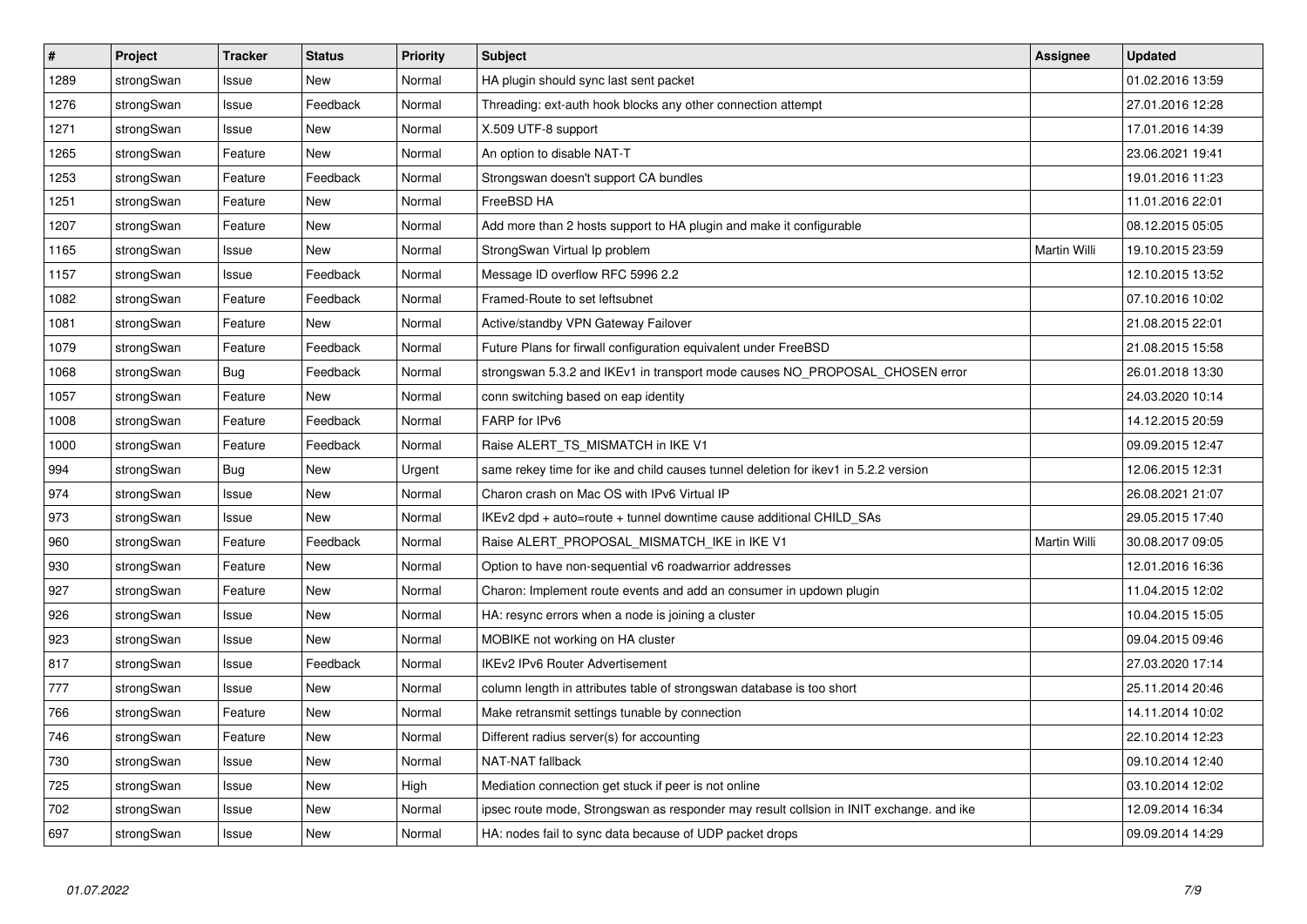| # | Project | Tracker | Status | Priority | Subject | Assignee | Updated |
|---|---|---|---|---|---|---|---|
| 1289 | strongSwan | Issue | New | Normal | HA plugin should sync last sent packet | | 01.02.2016 13:59 |
| 1276 | strongSwan | Issue | Feedback | Normal | Threading: ext-auth hook blocks any other connection attempt | | 27.01.2016 12:28 |
| 1271 | strongSwan | Issue | New | Normal | X.509 UTF-8 support | | 17.01.2016 14:39 |
| 1265 | strongSwan | Feature | New | Normal | An option to disable NAT-T | | 23.06.2021 19:41 |
| 1253 | strongSwan | Feature | Feedback | Normal | Strongswan doesn't support CA bundles | | 19.01.2016 11:23 |
| 1251 | strongSwan | Feature | New | Normal | FreeBSD HA | | 11.01.2016 22:01 |
| 1207 | strongSwan | Feature | New | Normal | Add more than 2 hosts support to HA plugin and make it configurable | | 08.12.2015 05:05 |
| 1165 | strongSwan | Issue | New | Normal | StrongSwan Virtual Ip problem | Martin Willi | 19.10.2015 23:59 |
| 1157 | strongSwan | Issue | Feedback | Normal | Message ID overflow RFC 5996 2.2 | | 12.10.2015 13:52 |
| 1082 | strongSwan | Feature | Feedback | Normal | Framed-Route to set leftsubnet | | 07.10.2016 10:02 |
| 1081 | strongSwan | Feature | New | Normal | Active/standby VPN Gateway Failover | | 21.08.2015 22:01 |
| 1079 | strongSwan | Feature | Feedback | Normal | Future Plans for firwall configuration equivalent under FreeBSD | | 21.08.2015 15:58 |
| 1068 | strongSwan | Bug | Feedback | Normal | strongswan 5.3.2 and IKEv1 in transport mode causes NO_PROPOSAL_CHOSEN error | | 26.01.2018 13:30 |
| 1057 | strongSwan | Feature | New | Normal | conn switching based on eap identity | | 24.03.2020 10:14 |
| 1008 | strongSwan | Feature | Feedback | Normal | FARP for IPv6 | | 14.12.2015 20:59 |
| 1000 | strongSwan | Feature | Feedback | Normal | Raise ALERT_TS_MISMATCH in IKE V1 | | 09.09.2015 12:47 |
| 994 | strongSwan | Bug | New | Urgent | same rekey time for ike and child causes tunnel deletion for ikev1 in 5.2.2 version | | 12.06.2015 12:31 |
| 974 | strongSwan | Issue | New | Normal | Charon crash on Mac OS with IPv6 Virtual IP | | 26.08.2021 21:07 |
| 973 | strongSwan | Issue | New | Normal | IKEv2 dpd + auto=route + tunnel downtime cause additional CHILD_SAs | | 29.05.2015 17:40 |
| 960 | strongSwan | Feature | Feedback | Normal | Raise ALERT_PROPOSAL_MISMATCH_IKE in IKE V1 | Martin Willi | 30.08.2017 09:05 |
| 930 | strongSwan | Feature | New | Normal | Option to have non-sequential v6 roadwarrior addresses | | 12.01.2016 16:36 |
| 927 | strongSwan | Feature | New | Normal | Charon: Implement route events and add an consumer in updown plugin | | 11.04.2015 12:02 |
| 926 | strongSwan | Issue | New | Normal | HA: resync errors when a node is joining a cluster | | 10.04.2015 15:05 |
| 923 | strongSwan | Issue | New | Normal | MOBIKE not working on HA cluster | | 09.04.2015 09:46 |
| 817 | strongSwan | Issue | Feedback | Normal | IKEv2 IPv6 Router Advertisement | | 27.03.2020 17:14 |
| 777 | strongSwan | Issue | New | Normal | column length in attributes table of strongswan database is too short | | 25.11.2014 20:46 |
| 766 | strongSwan | Feature | New | Normal | Make retransmit settings tunable by connection | | 14.11.2014 10:02 |
| 746 | strongSwan | Feature | New | Normal | Different radius server(s) for accounting | | 22.10.2014 12:23 |
| 730 | strongSwan | Issue | New | Normal | NAT-NAT fallback | | 09.10.2014 12:40 |
| 725 | strongSwan | Issue | New | High | Mediation connection get stuck if peer is not online | | 03.10.2014 12:02 |
| 702 | strongSwan | Issue | New | Normal | ipsec route mode, Strongswan as responder may result collsion in INIT exchange. and ike | | 12.09.2014 16:34 |
| 697 | strongSwan | Issue | New | Normal | HA: nodes fail to sync data because of UDP packet drops | | 09.09.2014 14:29 |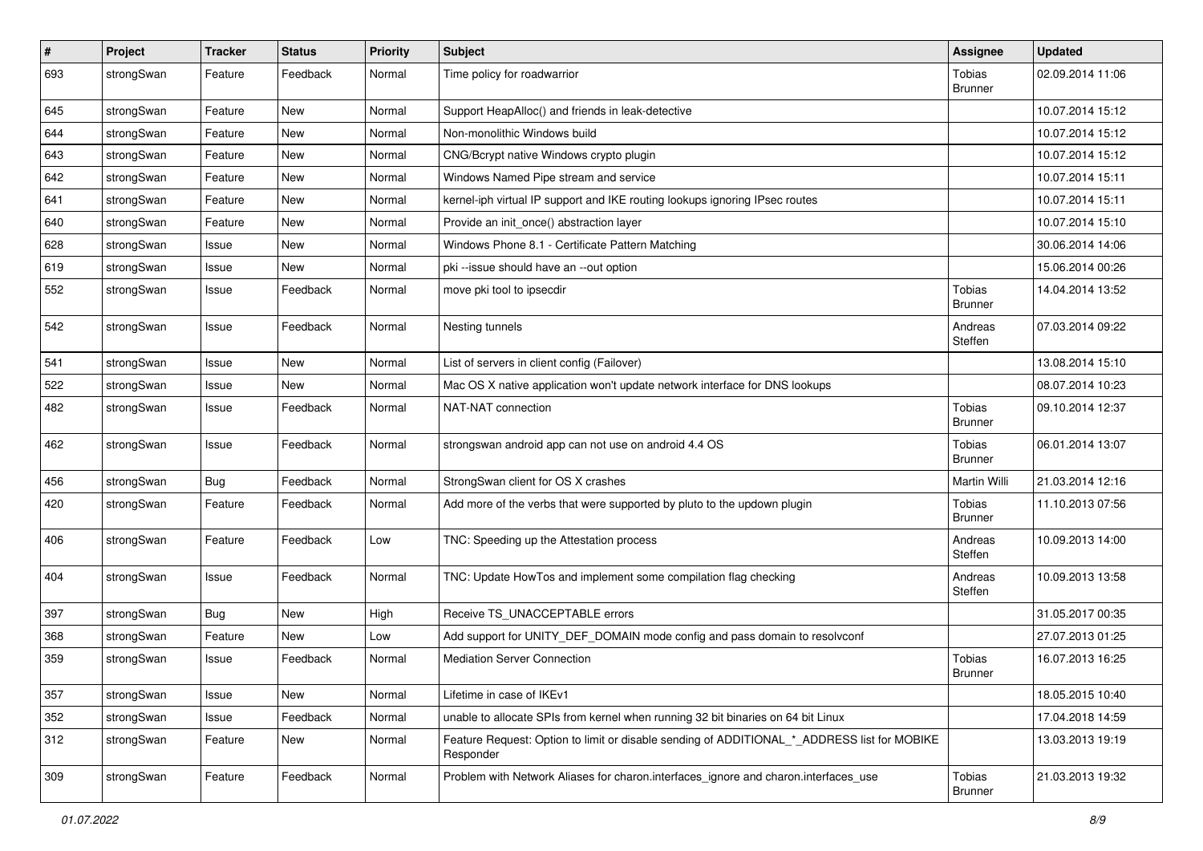| # | Project | Tracker | Status | Priority | Subject | Assignee | Updated |
|---|---|---|---|---|---|---|---|
| 693 | strongSwan | Feature | Feedback | Normal | Time policy for roadwarrior | Tobias Brunner | 02.09.2014 11:06 |
| 645 | strongSwan | Feature | New | Normal | Support HeapAlloc() and friends in leak-detective | | 10.07.2014 15:12 |
| 644 | strongSwan | Feature | New | Normal | Non-monolithic Windows build | | 10.07.2014 15:12 |
| 643 | strongSwan | Feature | New | Normal | CNG/Bcrypt native Windows crypto plugin | | 10.07.2014 15:12 |
| 642 | strongSwan | Feature | New | Normal | Windows Named Pipe stream and service | | 10.07.2014 15:11 |
| 641 | strongSwan | Feature | New | Normal | kernel-iph virtual IP support and IKE routing lookups ignoring IPsec routes | | 10.07.2014 15:11 |
| 640 | strongSwan | Feature | New | Normal | Provide an init_once() abstraction layer | | 10.07.2014 15:10 |
| 628 | strongSwan | Issue | New | Normal | Windows Phone 8.1 - Certificate Pattern Matching | | 30.06.2014 14:06 |
| 619 | strongSwan | Issue | New | Normal | pki --issue should have an --out option | | 15.06.2014 00:26 |
| 552 | strongSwan | Issue | Feedback | Normal | move pki tool to ipsecdir | Tobias Brunner | 14.04.2014 13:52 |
| 542 | strongSwan | Issue | Feedback | Normal | Nesting tunnels | Andreas Steffen | 07.03.2014 09:22 |
| 541 | strongSwan | Issue | New | Normal | List of servers in client config (Failover) | | 13.08.2014 15:10 |
| 522 | strongSwan | Issue | New | Normal | Mac OS X native application won't update network interface for DNS lookups | | 08.07.2014 10:23 |
| 482 | strongSwan | Issue | Feedback | Normal | NAT-NAT connection | Tobias Brunner | 09.10.2014 12:37 |
| 462 | strongSwan | Issue | Feedback | Normal | strongswan android app can not use on android 4.4 OS | Tobias Brunner | 06.01.2014 13:07 |
| 456 | strongSwan | Bug | Feedback | Normal | StrongSwan client for OS X crashes | Martin Willi | 21.03.2014 12:16 |
| 420 | strongSwan | Feature | Feedback | Normal | Add more of the verbs that were supported by pluto to the updown plugin | Tobias Brunner | 11.10.2013 07:56 |
| 406 | strongSwan | Feature | Feedback | Low | TNC: Speeding up the Attestation process | Andreas Steffen | 10.09.2013 14:00 |
| 404 | strongSwan | Issue | Feedback | Normal | TNC: Update HowTos and implement some compilation flag checking | Andreas Steffen | 10.09.2013 13:58 |
| 397 | strongSwan | Bug | New | High | Receive TS_UNACCEPTABLE errors | | 31.05.2017 00:35 |
| 368 | strongSwan | Feature | New | Low | Add support for UNITY_DEF_DOMAIN mode config and pass domain to resolvconf | | 27.07.2013 01:25 |
| 359 | strongSwan | Issue | Feedback | Normal | Mediation Server Connection | Tobias Brunner | 16.07.2013 16:25 |
| 357 | strongSwan | Issue | New | Normal | Lifetime in case of IKEv1 | | 18.05.2015 10:40 |
| 352 | strongSwan | Issue | Feedback | Normal | unable to allocate SPIs from kernel when running 32 bit binaries on 64 bit Linux | | 17.04.2018 14:59 |
| 312 | strongSwan | Feature | New | Normal | Feature Request: Option to limit or disable sending of ADDITIONAL_*_ADDRESS list for MOBIKE Responder | | 13.03.2013 19:19 |
| 309 | strongSwan | Feature | Feedback | Normal | Problem with Network Aliases for charon.interfaces_ignore and charon.interfaces_use | Tobias Brunner | 21.03.2013 19:32 |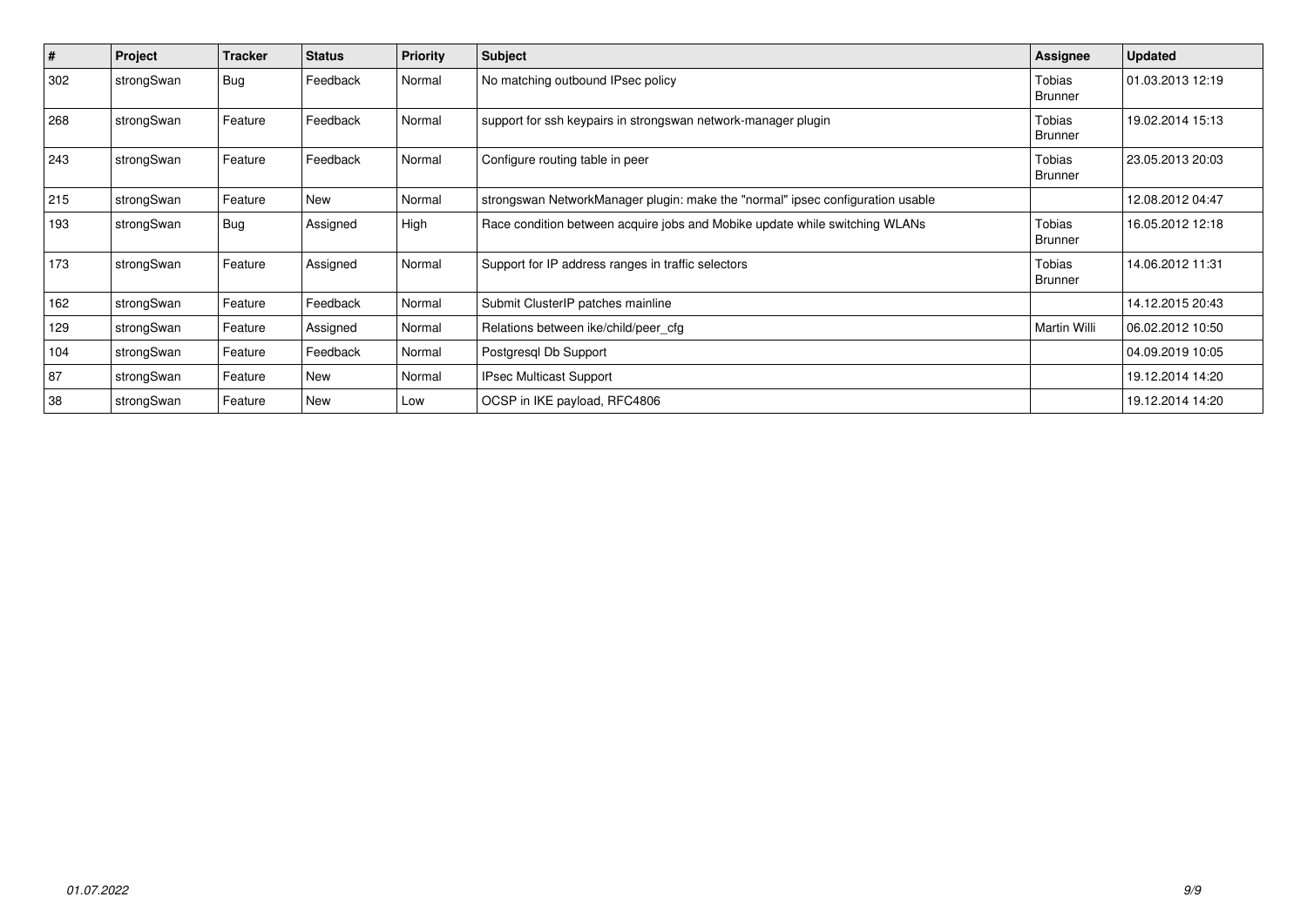| # | Project | Tracker | Status | Priority | Subject | Assignee | Updated |
|---|---|---|---|---|---|---|---|
| 302 | strongSwan | Bug | Feedback | Normal | No matching outbound IPsec policy | Tobias Brunner | 01.03.2013 12:19 |
| 268 | strongSwan | Feature | Feedback | Normal | support for ssh keypairs in strongswan network-manager plugin | Tobias Brunner | 19.02.2014 15:13 |
| 243 | strongSwan | Feature | Feedback | Normal | Configure routing table in peer | Tobias Brunner | 23.05.2013 20:03 |
| 215 | strongSwan | Feature | New | Normal | strongswan NetworkManager plugin: make the "normal" ipsec configuration usable | | 12.08.2012 04:47 |
| 193 | strongSwan | Bug | Assigned | High | Race condition between acquire jobs and Mobike update while switching WLANs | Tobias Brunner | 16.05.2012 12:18 |
| 173 | strongSwan | Feature | Assigned | Normal | Support for IP address ranges in traffic selectors | Tobias Brunner | 14.06.2012 11:31 |
| 162 | strongSwan | Feature | Feedback | Normal | Submit ClusterIP patches mainline | | 14.12.2015 20:43 |
| 129 | strongSwan | Feature | Assigned | Normal | Relations between ike/child/peer_cfg | Martin Willi | 06.02.2012 10:50 |
| 104 | strongSwan | Feature | Feedback | Normal | Postgresql Db Support | | 04.09.2019 10:05 |
| 87 | strongSwan | Feature | New | Normal | IPsec Multicast Support | | 19.12.2014 14:20 |
| 38 | strongSwan | Feature | New | Low | OCSP in IKE payload, RFC4806 | | 19.12.2014 14:20 |